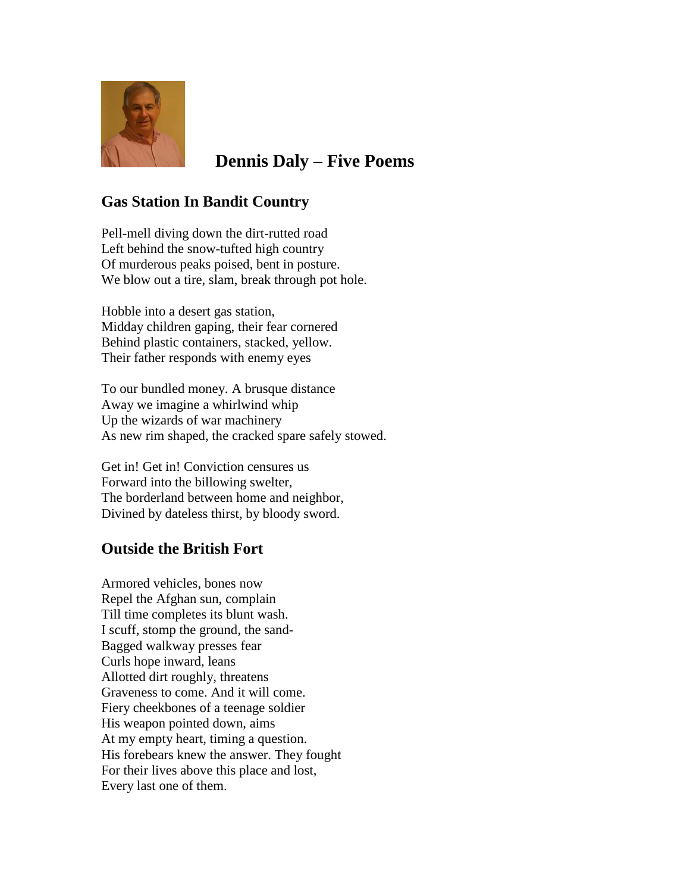# Dennis Daly – Five Poems

## Gas Station In Bandit Country

Pell-mell diving down the dirt-rutted road  
Left behind the snow-tufted high country  
Of murderous peaks poised, bent in posture.  
We blow out a tire, slam, break through pot hole.

Hobble into a desert gas station,  
Midday children gaping, their fear cornered  
Behind plastic containers, stacked, yellow.  
Their father responds with enemy eyes

To our bundled money. A brusque distance  
Away we imagine a whirlwind whip  
Up the wizards of war machinery  
As new rim shaped, the cracked spare safely stowed.

Get in! Get in! Conviction censures us  
Forward into the billowing swelter,  
The borderland between home and neighbor,  
Divined by dateless thirst, by bloody sword.

## Outside the British Fort

Armored vehicles, bones now  
Repel the Afghan sun, complain  
Till time completes its blunt wash.  
I scuff, stomp the ground, the sand-  
Bagged walkway presses fear  
Curls hope inward, leans  
Allotted dirt roughly, threatens  
Graveness to come. And it will come.  
Fiery cheekbones of a teenage soldier  
His weapon pointed down, aims  
At my empty heart, timing a question.  
His forebears knew the answer. They fought  
For their lives above this place and lost,  
Every last one of them.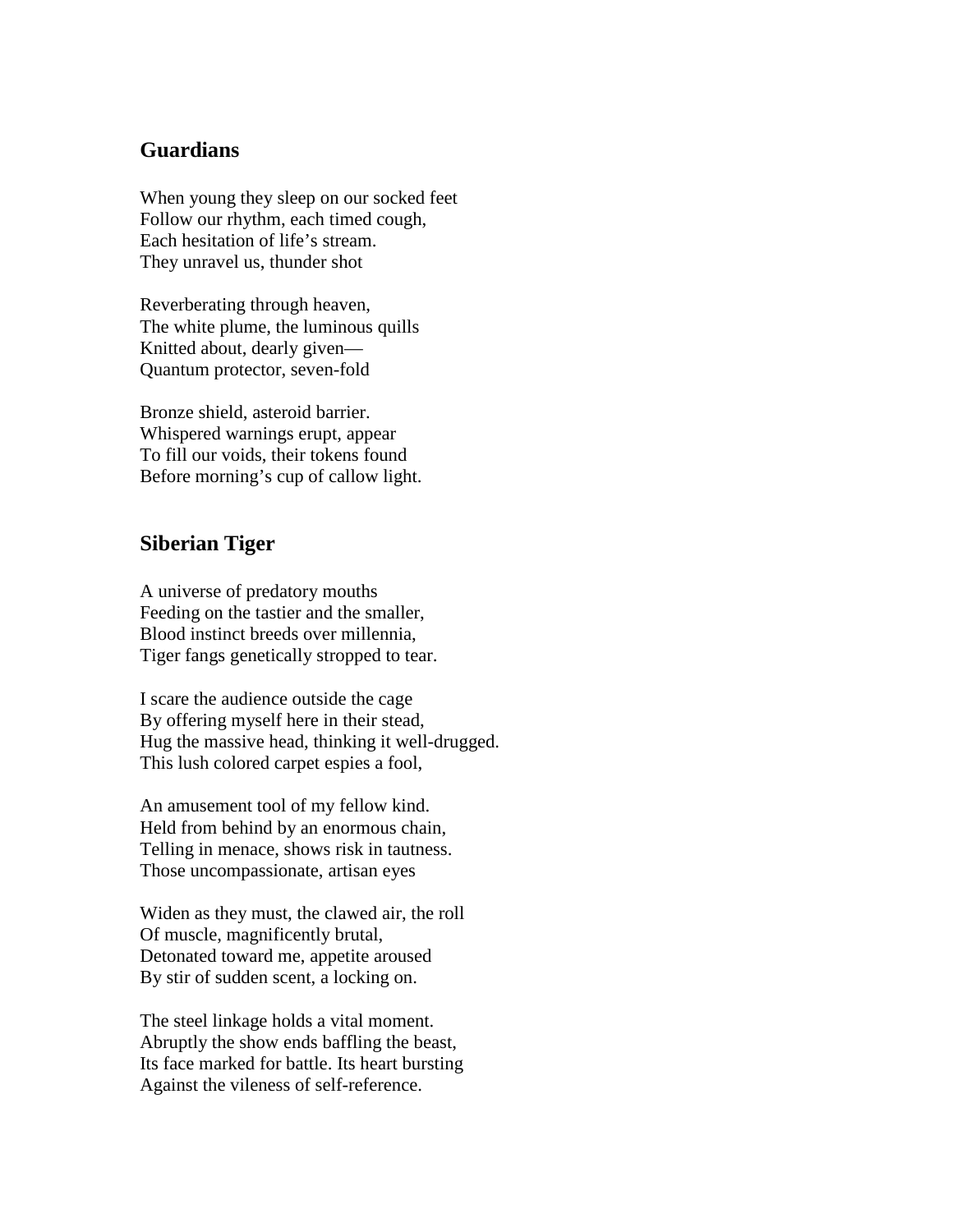## Guardians

When young they sleep on our socked feet
Follow our rhythm, each timed cough,
Each hesitation of life's stream.
They unravel us, thunder shot

Reverberating through heaven,
The white plume, the luminous quills
Knitted about, dearly given—
Quantum protector, seven-fold

Bronze shield, asteroid barrier.
Whispered warnings erupt, appear
To fill our voids, their tokens found
Before morning's cup of callow light.

## Siberian Tiger

A universe of predatory mouths
Feeding on the tastier and the smaller,
Blood instinct breeds over millennia,
Tiger fangs genetically stropped to tear.

I scare the audience outside the cage
By offering myself here in their stead,
Hug the massive head, thinking it well-drugged.
This lush colored carpet espies a fool,

An amusement tool of my fellow kind.
Held from behind by an enormous chain,
Telling in menace, shows risk in tautness.
Those uncompassionate, artisan eyes

Widen as they must, the clawed air, the roll
Of muscle, magnificently brutal,
Detonated toward me, appetite aroused
By stir of sudden scent, a locking on.

The steel linkage holds a vital moment.
Abruptly the show ends baffling the beast,
Its face marked for battle. Its heart bursting
Against the vileness of self-reference.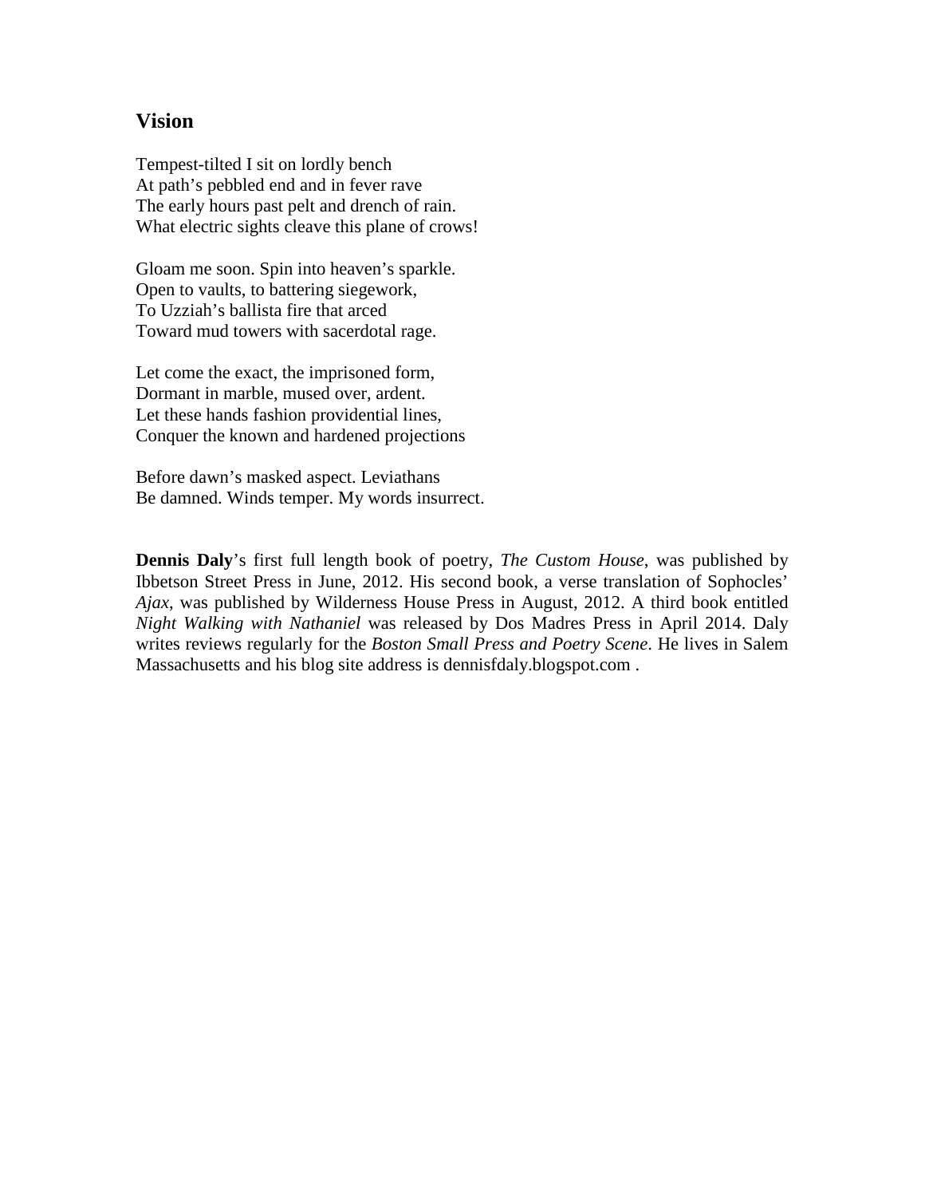## Vision

Tempest-tilted I sit on lordly bench  
At path's pebbled end and in fever rave  
The early hours past pelt and drench of rain.  
What electric sights cleave this plane of crows!

Gloam me soon. Spin into heaven's sparkle.  
Open to vaults, to battering siegework,  
To Uzziah's ballista fire that arced  
Toward mud towers with sacerdotal rage.

Let come the exact, the imprisoned form,  
Dormant in marble, mused over, ardent.  
Let these hands fashion providential lines,  
Conquer the known and hardened projections

Before dawn's masked aspect. Leviathans  
Be damned. Winds temper. My words insurrect.

**Dennis Daly**'s first full length book of poetry, *The Custom House*, was published by Ibbetson Street Press in June, 2012. His second book, a verse translation of Sophocles' *Ajax*, was published by Wilderness House Press in August, 2012. A third book entitled *Night Walking with Nathaniel* was released by Dos Madres Press in April 2014. Daly writes reviews regularly for the *Boston Small Press and Poetry Scene*. He lives in Salem Massachusetts and his blog site address is dennisfdaly.blogspot.com .